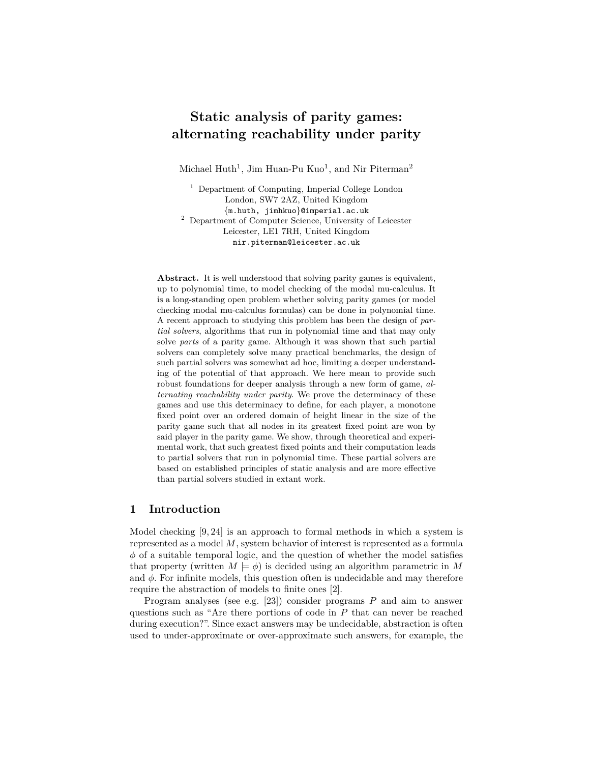# Static analysis of parity games: alternating reachability under parity

Michael Huth[1], Jim Huan-Pu Kuo[1], and Nir Piterman[2]

[1] Department of Computing, Imperial College London
London, SW7 2AZ, United Kingdom
{m.huth, jimhkuo}@imperial.ac.uk

[2] Department of Computer Science, University of Leicester
Leicester, LE1 7RH, United Kingdom
nir.piterman@leicester.ac.uk

**Abstract.** It is well understood that solving parity games is equivalent, up to polynomial time, to model checking of the modal mu-calculus. It is a long-standing open problem whether solving parity games (or model checking modal mu-calculus formulas) can be done in polynomial time. A recent approach to studying this problem has been the design of *partial solvers*, algorithms that run in polynomial time and that may only solve *parts* of a parity game. Although it was shown that such partial solvers can completely solve many practical benchmarks, the design of such partial solvers was somewhat ad hoc, limiting a deeper understanding of the potential of that approach. We here mean to provide such robust foundations for deeper analysis through a new form of game, *alternating reachability under parity*. We prove the determinacy of these games and use this determinacy to define, for each player, a monotone fixed point over an ordered domain of height linear in the size of the parity game such that all nodes in its greatest fixed point are won by said player in the parity game. We show, through theoretical and experimental work, that such greatest fixed points and their computation leads to partial solvers that run in polynomial time. These partial solvers are based on established principles of static analysis and are more effective than partial solvers studied in extant work.

## 1 Introduction

Model checking [9, 24] is an approach to formal methods in which a system is represented as a model $M$, system behavior of interest is represented as a formula $\phi$ of a suitable temporal logic, and the question of whether the model satisfies that property (written $M \models \phi$) is decided using an algorithm parametric in $M$ and $\phi$. For infinite models, this question often is undecidable and may therefore require the abstraction of models to finite ones [2].

Program analyses (see e.g. [23]) consider programs $P$ and aim to answer questions such as "Are there portions of code in $P$ that can never be reached during execution?". Since exact answers may be undecidable, abstraction is often used to under-approximate or over-approximate such answers, for example, the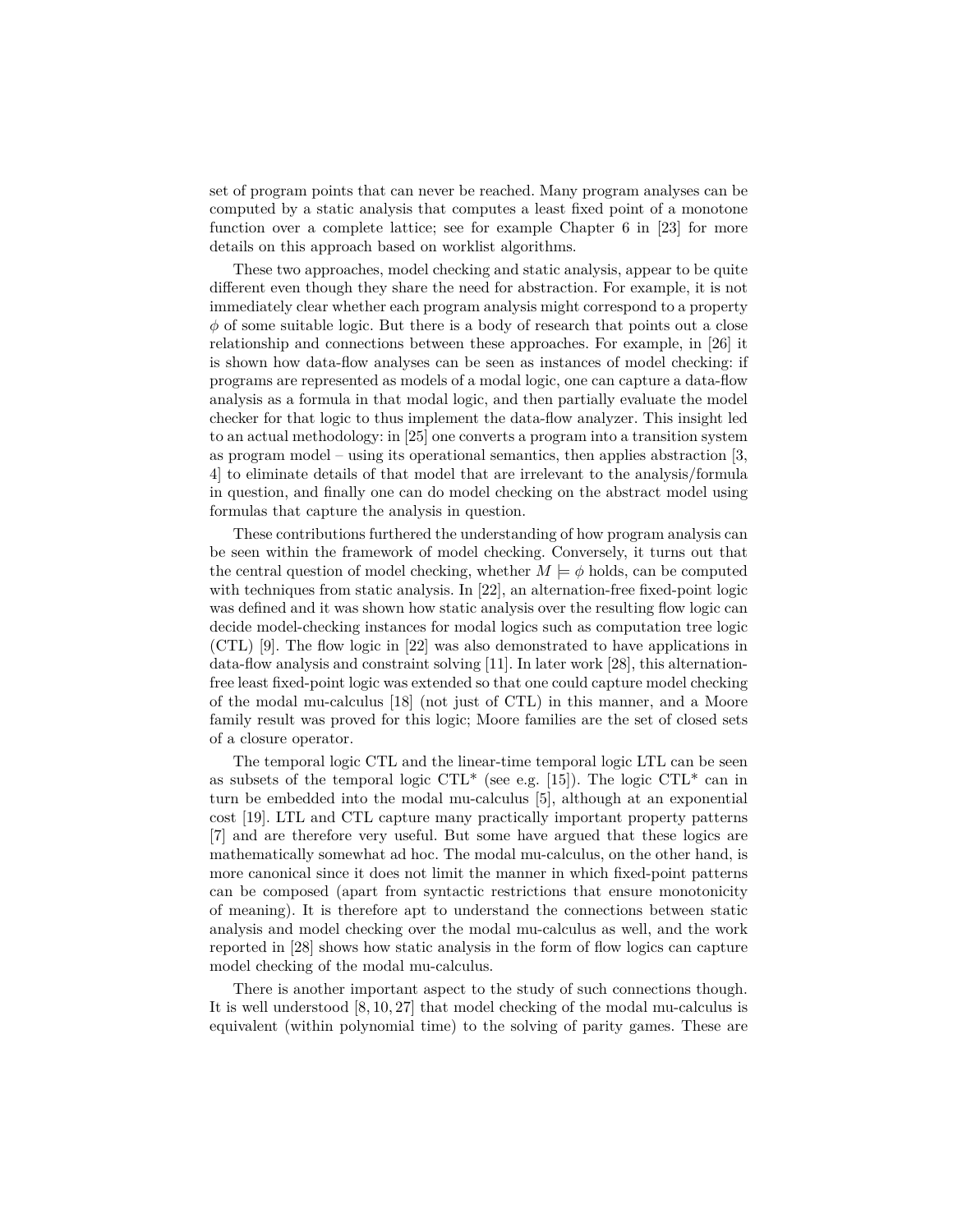set of program points that can never be reached. Many program analyses can be computed by a static analysis that computes a least fixed point of a monotone function over a complete lattice; see for example Chapter 6 in [23] for more details on this approach based on worklist algorithms.

These two approaches, model checking and static analysis, appear to be quite different even though they share the need for abstraction. For example, it is not immediately clear whether each program analysis might correspond to a property $\phi$ of some suitable logic. But there is a body of research that points out a close relationship and connections between these approaches. For example, in [26] it is shown how data-flow analyses can be seen as instances of model checking: if programs are represented as models of a modal logic, one can capture a data-flow analysis as a formula in that modal logic, and then partially evaluate the model checker for that logic to thus implement the data-flow analyzer. This insight led to an actual methodology: in [25] one converts a program into a transition system as program model – using its operational semantics, then applies abstraction [3, 4] to eliminate details of that model that are irrelevant to the analysis/formula in question, and finally one can do model checking on the abstract model using formulas that capture the analysis in question.

These contributions furthered the understanding of how program analysis can be seen within the framework of model checking. Conversely, it turns out that the central question of model checking, whether $M \models \phi$ holds, can be computed with techniques from static analysis. In [22], an alternation-free fixed-point logic was defined and it was shown how static analysis over the resulting flow logic can decide model-checking instances for modal logics such as computation tree logic (CTL) [9]. The flow logic in [22] was also demonstrated to have applications in data-flow analysis and constraint solving [11]. In later work [28], this alternation-free least fixed-point logic was extended so that one could capture model checking of the modal mu-calculus [18] (not just of CTL) in this manner, and a Moore family result was proved for this logic; Moore families are the set of closed sets of a closure operator.

The temporal logic CTL and the linear-time temporal logic LTL can be seen as subsets of the temporal logic CTL* (see e.g. [15]). The logic CTL* can in turn be embedded into the modal mu-calculus [5], although at an exponential cost [19]. LTL and CTL capture many practically important property patterns [7] and are therefore very useful. But some have argued that these logics are mathematically somewhat ad hoc. The modal mu-calculus, on the other hand, is more canonical since it does not limit the manner in which fixed-point patterns can be composed (apart from syntactic restrictions that ensure monotonicity of meaning). It is therefore apt to understand the connections between static analysis and model checking over the modal mu-calculus as well, and the work reported in [28] shows how static analysis in the form of flow logics can capture model checking of the modal mu-calculus.

There is another important aspect to the study of such connections though. It is well understood [8, 10, 27] that model checking of the modal mu-calculus is equivalent (within polynomial time) to the solving of parity games. These are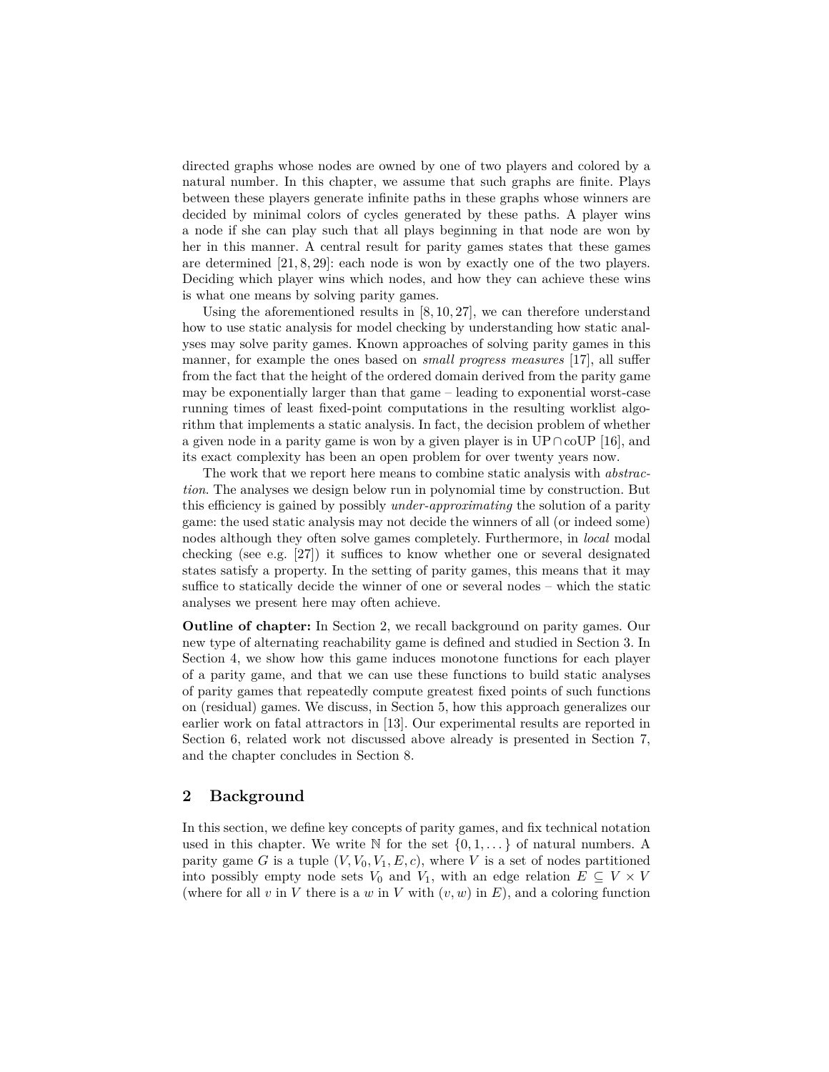directed graphs whose nodes are owned by one of two players and colored by a natural number. In this chapter, we assume that such graphs are finite. Plays between these players generate infinite paths in these graphs whose winners are decided by minimal colors of cycles generated by these paths. A player wins a node if she can play such that all plays beginning in that node are won by her in this manner. A central result for parity games states that these games are determined [21, 8, 29]: each node is won by exactly one of the two players. Deciding which player wins which nodes, and how they can achieve these wins is what one means by solving parity games.

Using the aforementioned results in [8, 10, 27], we can therefore understand how to use static analysis for model checking by understanding how static analyses may solve parity games. Known approaches of solving parity games in this manner, for example the ones based on *small progress measures* [17], all suffer from the fact that the height of the ordered domain derived from the parity game may be exponentially larger than that game – leading to exponential worst-case running times of least fixed-point computations in the resulting worklist algorithm that implements a static analysis. In fact, the decision problem of whether a given node in a parity game is won by a given player is in $\mathrm{UP} \cap \mathrm{coUP}$ [16], and its exact complexity has been an open problem for over twenty years now.

The work that we report here means to combine static analysis with *abstraction*. The analyses we design below run in polynomial time by construction. But this efficiency is gained by possibly *under-approximating* the solution of a parity game: the used static analysis may not decide the winners of all (or indeed some) nodes although they often solve games completely. Furthermore, in *local* modal checking (see e.g. [27]) it suffices to know whether one or several designated states satisfy a property. In the setting of parity games, this means that it may suffice to statically decide the winner of one or several nodes – which the static analyses we present here may often achieve.

**Outline of chapter:** In Section 2, we recall background on parity games. Our new type of alternating reachability game is defined and studied in Section 3. In Section 4, we show how this game induces monotone functions for each player of a parity game, and that we can use these functions to build static analyses of parity games that repeatedly compute greatest fixed points of such functions on (residual) games. We discuss, in Section 5, how this approach generalizes our earlier work on fatal attractors in [13]. Our experimental results are reported in Section 6, related work not discussed above already is presented in Section 7, and the chapter concludes in Section 8.

## 2 Background

In this section, we define key concepts of parity games, and fix technical notation used in this chapter. We write $\mathbb{N}$ for the set $\{0, 1, \dots\}$ of natural numbers. A parity game $G$ is a tuple $(V, V_0, V_1, E, c)$, where $V$ is a set of nodes partitioned into possibly empty node sets $V_0$ and $V_1$, with an edge relation $E \subseteq V \times V$ (where for all $v$ in $V$ there is a $w$ in $V$ with $(v, w)$ in $E$), and a coloring function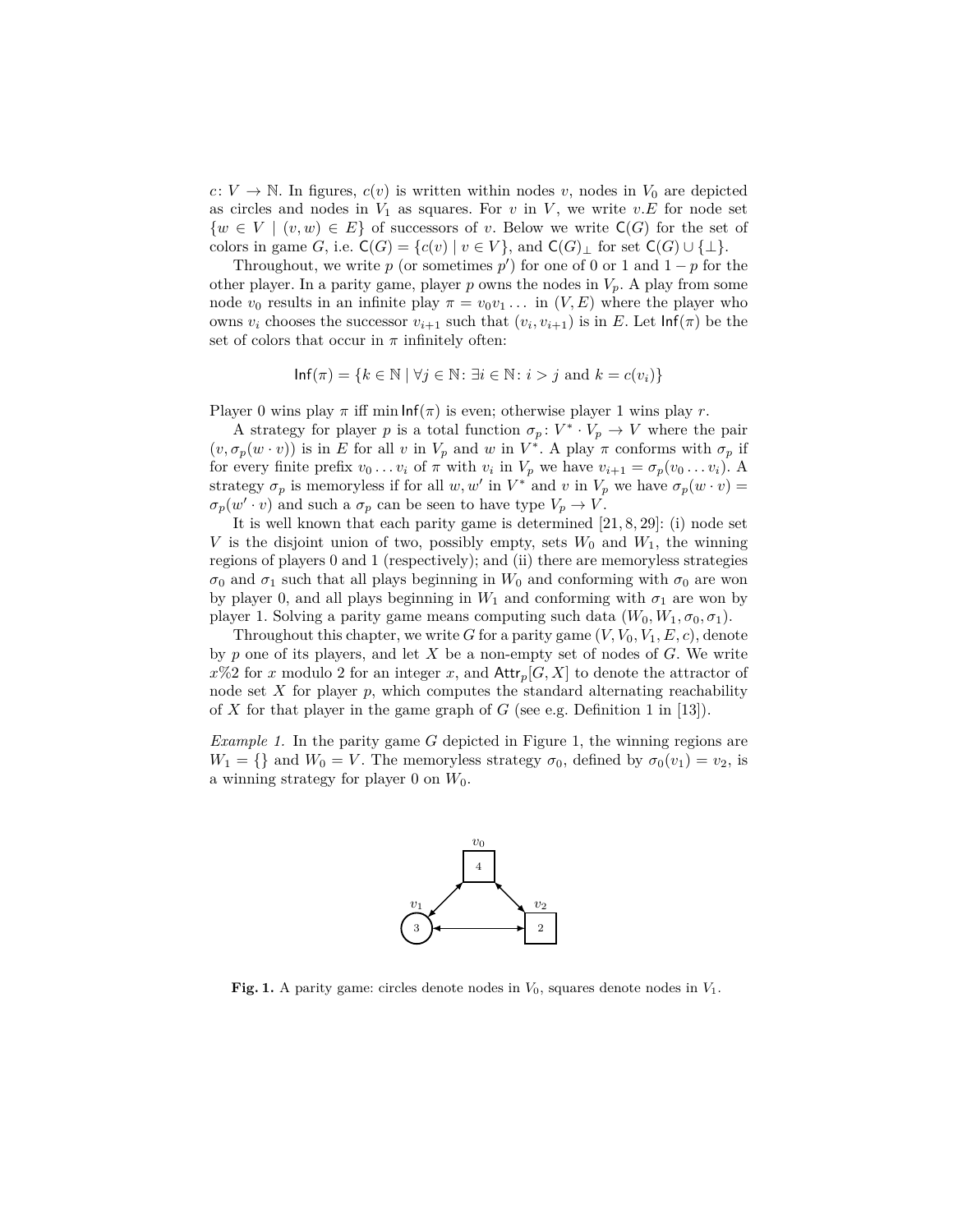$c\colon V \to \mathbb{N}$. In figures, $c(v)$ is written within nodes $v$, nodes in $V_0$ are depicted as circles and nodes in $V_1$ as squares. For $v$ in $V$, we write $v.E$ for node set $\{w \in V \mid (v,w) \in E\}$ of successors of $v$. Below we write $\mathsf{C}(G)$ for the set of colors in game $G$, i.e. $\mathsf{C}(G) = \{c(v) \mid v \in V\}$, and $\mathsf{C}(G)_\bot$ for set $\mathsf{C}(G) \cup \{\bot\}$.

Throughout, we write $p$ (or sometimes $p'$) for one of 0 or 1 and $1-p$ for the other player. In a parity game, player $p$ owns the nodes in $V_p$. A play from some node $v_0$ results in an infinite play $\pi = v_0 v_1 \ldots$ in $(V,E)$ where the player who owns $v_i$ chooses the successor $v_{i+1}$ such that $(v_i, v_{i+1})$ is in $E$. Let $\mathsf{Inf}(\pi)$ be the set of colors that occur in $\pi$ infinitely often:

$$\mathsf{Inf}(\pi) = \{k \in \mathbb{N} \mid \forall j \in \mathbb{N} \colon \exists i \in \mathbb{N} \colon i > j \text{ and } k = c(v_i)\}$$

Player 0 wins play $\pi$ iff $\min \mathsf{Inf}(\pi)$ is even; otherwise player 1 wins play $r$.

A strategy for player $p$ is a total function $\sigma_p \colon V^* \cdot V_p \to V$ where the pair $(v, \sigma_p(w \cdot v))$ is in $E$ for all $v$ in $V_p$ and $w$ in $V^*$. A play $\pi$ conforms with $\sigma_p$ if for every finite prefix $v_0 \ldots v_i$ of $\pi$ with $v_i$ in $V_p$ we have $v_{i+1} = \sigma_p(v_0 \ldots v_i)$. A strategy $\sigma_p$ is memoryless if for all $w, w'$ in $V^*$ and $v$ in $V_p$ we have $\sigma_p(w \cdot v) = \sigma_p(w' \cdot v)$ and such a $\sigma_p$ can be seen to have type $V_p \to V$.

It is well known that each parity game is determined [21, 8, 29]: (i) node set $V$ is the disjoint union of two, possibly empty, sets $W_0$ and $W_1$, the winning regions of players 0 and 1 (respectively); and (ii) there are memoryless strategies $\sigma_0$ and $\sigma_1$ such that all plays beginning in $W_0$ and conforming with $\sigma_0$ are won by player 0, and all plays beginning in $W_1$ and conforming with $\sigma_1$ are won by player 1. Solving a parity game means computing such data $(W_0, W_1, \sigma_0, \sigma_1)$.

Throughout this chapter, we write $G$ for a parity game $(V, V_0, V_1, E, c)$, denote by $p$ one of its players, and let $X$ be a non-empty set of nodes of $G$. We write $x\%2$ for $x$ modulo 2 for an integer $x$, and $\mathsf{Attr}_p[G, X]$ to denote the attractor of node set $X$ for player $p$, which computes the standard alternating reachability of $X$ for that player in the game graph of $G$ (see e.g. Definition 1 in [13]).

*Example 1.* In the parity game $G$ depicted in Figure 1, the winning regions are $W_1 = \{\}$ and $W_0 = V$. The memoryless strategy $\sigma_0$, defined by $\sigma_0(v_1) = v_2$, is a winning strategy for player 0 on $W_0$.

**Fig. 1.** A parity game: circles denote nodes in $V_0$, squares denote nodes in $V_1$.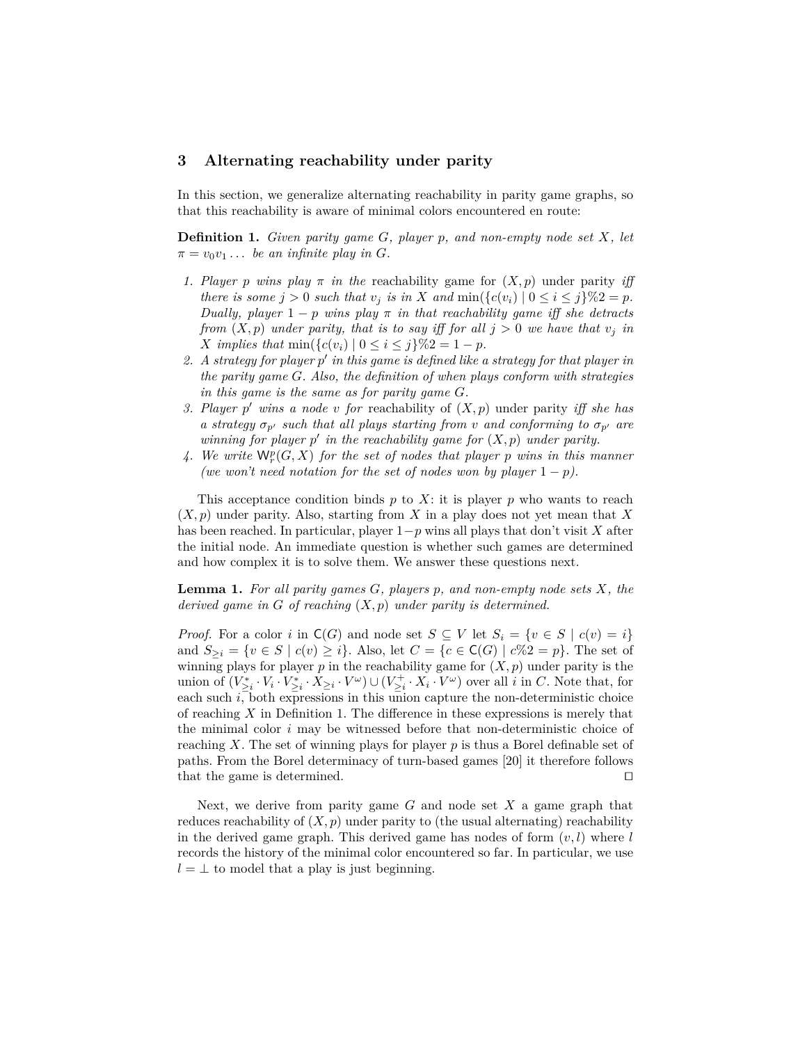## 3 Alternating reachability under parity

In this section, we generalize alternating reachability in parity game graphs, so that this reachability is aware of minimal colors encountered en route:

**Definition 1.** *Given parity game $G$, player $p$, and non-empty node set $X$, let $\pi = v_0 v_1 \dots$ be an infinite play in $G$.*

1. *Player $p$ wins play $\pi$ in the* reachability game *for $(X, p)$* under parity *iff there is some $j > 0$ such that $v_j$ is in $X$ and $\min(\{c(v_i) \mid 0 \leq i \leq j\}\%2 = p$. Dually, player $1-p$ wins play $\pi$ in that reachability game iff she detracts from $(X, p)$ under parity, that is to say iff for all $j > 0$ we have that $v_j$ in $X$ implies that $\min(\{c(v_i) \mid 0 \leq i \leq j\}\%2 = 1-p$.*
2. *A strategy for player $p'$ in this game is defined like a strategy for that player in the parity game $G$. Also, the definition of when plays conform with strategies in this game is the same as for parity game $G$.*
3. *Player $p'$ wins a node $v$ for* reachability of $(X, p)$ under parity *iff she has a strategy $\sigma_{p'}$ such that all plays starting from $v$ and conforming to $\sigma_{p'}$ are winning for player $p'$ in the reachability game for $(X, p)$ under parity.*
4. *We write $\mathsf{W}^p_r(G, X)$ for the set of nodes that player $p$ wins in this manner (we won't need notation for the set of nodes won by player $1-p$).*

This acceptance condition binds $p$ to $X$: it is player $p$ who wants to reach $(X, p)$ under parity. Also, starting from $X$ in a play does not yet mean that $X$ has been reached. In particular, player $1-p$ wins all plays that don't visit $X$ after the initial node. An immediate question is whether such games are determined and how complex it is to solve them. We answer these questions next.

**Lemma 1.** *For all parity games $G$, players $p$, and non-empty node sets $X$, the derived game in $G$ of reaching $(X, p)$ under parity is determined.*

*Proof.* For a color $i$ in $\mathsf{C}(G)$ and node set $S \subseteq V$ let $S_i = \{v \in S \mid c(v) = i\}$ and $S_{\geq i} = \{v \in S \mid c(v) \geq i\}$. Also, let $C = \{c \in \mathsf{C}(G) \mid c\%2 = p\}$. The set of winning plays for player $p$ in the reachability game for $(X, p)$ under parity is the union of $(V^*_{\geq i} \cdot V_i \cdot V^*_{\geq i} \cdot X_{\geq i} \cdot V^\omega) \cup (V^+_{\geq i} \cdot X_i \cdot V^\omega)$ over all $i$ in $C$. Note that, for each such $i$, both expressions in this union capture the non-deterministic choice of reaching $X$ in Definition 1. The difference in these expressions is merely that the minimal color $i$ may be witnessed before that non-deterministic choice of reaching $X$. The set of winning plays for player $p$ is thus a Borel definable set of paths. From the Borel determinacy of turn-based games [20] it therefore follows that the game is determined. ◻

Next, we derive from parity game $G$ and node set $X$ a game graph that reduces reachability of $(X, p)$ under parity to (the usual alternating) reachability in the derived game graph. This derived game has nodes of form $(v, l)$ where $l$ records the history of the minimal color encountered so far. In particular, we use $l = \bot$ to model that a play is just beginning.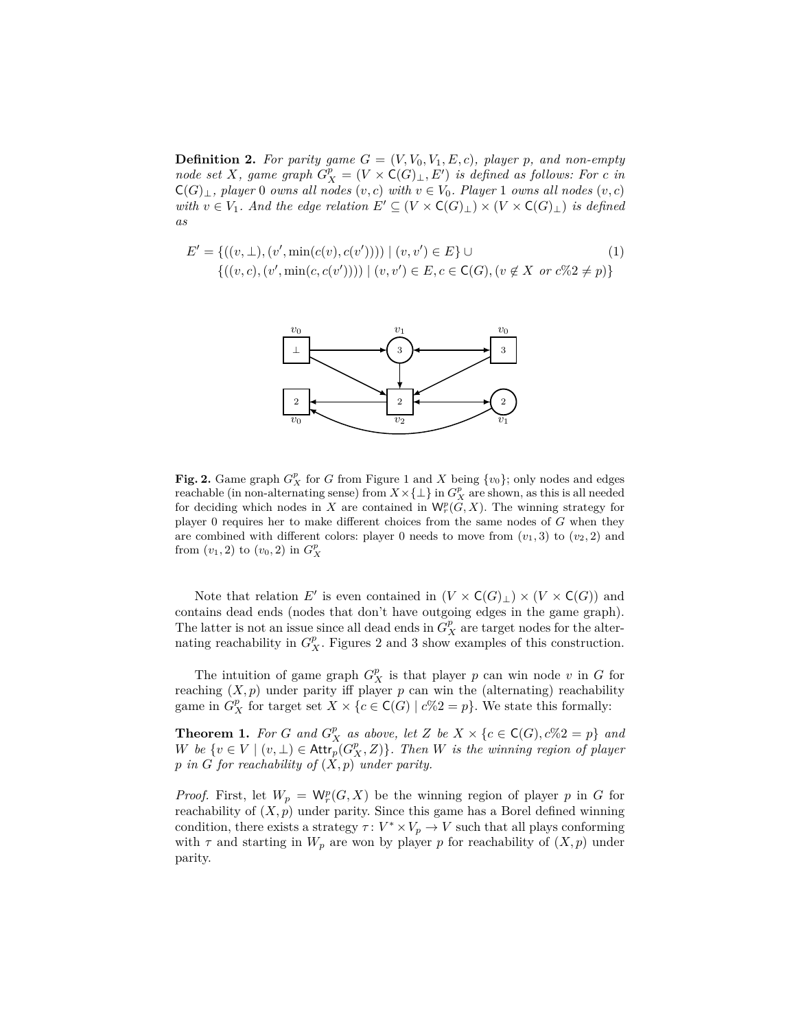**Definition 2.** *For parity game $G = (V, V_0, V_1, E, c)$, player $p$, and non-empty node set $X$, game graph $G^p_X = (V \times \mathsf{C}(G)_\bot, E')$ is defined as follows: For $c$ in $\mathsf{C}(G)_\bot$, player 0 owns all nodes $(v, c)$ with $v \in V_0$. Player 1 owns all nodes $(v, c)$ with $v \in V_1$. And the edge relation $E' \subseteq (V \times \mathsf{C}(G)_\bot) \times (V \times \mathsf{C}(G)_\bot)$ is defined as*

$$
\begin{aligned}
E' = \{((v, \bot), (v', \min(c(v), c(v')))) \mid (v, v') \in E\} \cup \\
\{((v, c), (v', \min(c, c(v')))) \mid (v, v') \in E, c \in \mathsf{C}(G), (v \notin X \text{ or } c\%2 \neq p)\}
\end{aligned}
\tag{1}
$$

**Fig. 2.** Game graph $G^p_X$ for $G$ from Figure 1 and $X$ being $\{v_0\}$; only nodes and edges reachable (in non-alternating sense) from $X \times \{\bot\}$ in $G^p_X$ are shown, as this is all needed for deciding which nodes in $X$ are contained in $\mathsf{W}^p_r(G, X)$. The winning strategy for player 0 requires her to make different choices from the same nodes of $G$ when they are combined with different colors: player 0 needs to move from $(v_1, 3)$ to $(v_2, 2)$ and from $(v_1, 2)$ to $(v_0, 2)$ in $G^p_X$

Note that relation $E'$ is even contained in $(V \times \mathsf{C}(G)_\bot) \times (V \times \mathsf{C}(G))$ and contains dead ends (nodes that don't have outgoing edges in the game graph). The latter is not an issue since all dead ends in $G^p_X$ are target nodes for the alternating reachability in $G^p_X$. Figures 2 and 3 show examples of this construction.

The intuition of game graph $G^p_X$ is that player $p$ can win node $v$ in $G$ for reaching $(X, p)$ under parity iff player $p$ can win the (alternating) reachability game in $G^p_X$ for target set $X \times \{c \in \mathsf{C}(G) \mid c\%2 = p\}$. We state this formally:

**Theorem 1.** *For $G$ and $G^p_X$ as above, let $Z$ be $X \times \{c \in \mathsf{C}(G), c\%2 = p\}$ and $W$ be $\{v \in V \mid (v, \bot) \in \mathsf{Attr}_p(G^p_X, Z)\}$. Then $W$ is the winning region of player $p$ in $G$ for reachability of $(X, p)$ under parity.*

*Proof.* First, let $W_p = \mathsf{W}^p_r(G, X)$ be the winning region of player $p$ in $G$ for reachability of $(X, p)$ under parity. Since this game has a Borel defined winning condition, there exists a strategy $\tau\colon V^* \times V_p \to V$ such that all plays conforming with $\tau$ and starting in $W_p$ are won by player $p$ for reachability of $(X, p)$ under parity.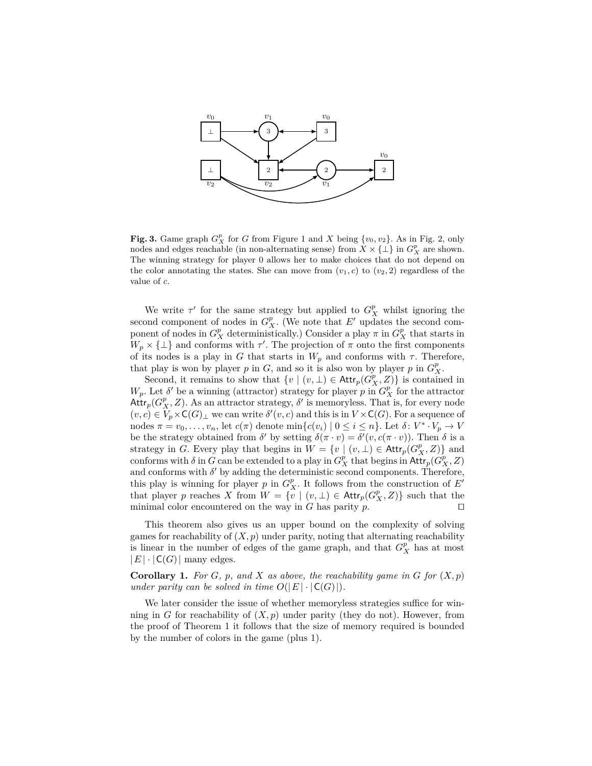**Fig. 3.** Game graph $G^p_X$ for $G$ from Figure 1 and $X$ being $\{v_0, v_2\}$. As in Fig. 2, only nodes and edges reachable (in non-alternating sense) from $X \times \{\bot\}$ in $G^p_X$ are shown. The winning strategy for player 0 allows her to make choices that do not depend on the color annotating the states. She can move from $(v_1, c)$ to $(v_2, 2)$ regardless of the value of $c$.

We write $\tau'$ for the same strategy but applied to $G^p_X$ whilst ignoring the second component of nodes in $G^p_X$. (We note that $E'$ updates the second component of nodes in $G^p_X$ deterministically.) Consider a play $\pi$ in $G^p_X$ that starts in $W_p \times \{\bot\}$ and conforms with $\tau'$. The projection of $\pi$ onto the first components of its nodes is a play in $G$ that starts in $W_p$ and conforms with $\tau$. Therefore, that play is won by player $p$ in $G$, and so it is also won by player $p$ in $G^p_X$.

Second, it remains to show that $\{v \mid (v, \bot) \in \mathsf{Attr}_p(G^p_X, Z)\}$ is contained in $W_p$. Let $\delta'$ be a winning (attractor) strategy for player $p$ in $G^p_X$ for the attractor $\mathsf{Attr}_p(G^p_X, Z)$. As an attractor strategy, $\delta'$ is memoryless. That is, for every node $(v, c) \in V_p \times \mathsf{C}(G)_\bot$ we can write $\delta'(v, c)$ and this is in $V \times \mathsf{C}(G)$. For a sequence of nodes $\pi = v_0, \ldots, v_n$, let $c(\pi)$ denote $\min\{c(v_i) \mid 0 \leq i \leq n\}$. Let $\delta \colon V^* \cdot V_p \to V$ be the strategy obtained from $\delta'$ by setting $\delta(\pi \cdot v) = \delta'(v, c(\pi \cdot v))$. Then $\delta$ is a strategy in $G$. Every play that begins in $W = \{v \mid (v, \bot) \in \mathsf{Attr}_p(G^p_X, Z)\}$ and conforms with $\delta$ in $G$ can be extended to a play in $G^p_X$ that begins in $\mathsf{Attr}_p(G^p_X, Z)$ and conforms with $\delta'$ by adding the deterministic second components. Therefore, this play is winning for player $p$ in $G^p_X$. It follows from the construction of $E'$ that player $p$ reaches $X$ from $W = \{v \mid (v, \bot) \in \mathsf{Attr}_p(G^p_X, Z)\}$ such that the minimal color encountered on the way in $G$ has parity $p$. $\square$

This theorem also gives us an upper bound on the complexity of solving games for reachability of $(X, p)$ under parity, noting that alternating reachability is linear in the number of edges of the game graph, and that $G^p_X$ has at most $|E| \cdot |\mathsf{C}(G)|$ many edges.

**Corollary 1.** *For $G$, $p$, and $X$ as above, the reachability game in $G$ for $(X, p)$ under parity can be solved in time $O(|E| \cdot |\mathsf{C}(G)|)$.*

We later consider the issue of whether memoryless strategies suffice for winning in $G$ for reachability of $(X, p)$ under parity (they do not). However, from the proof of Theorem 1 it follows that the size of memory required is bounded by the number of colors in the game (plus 1).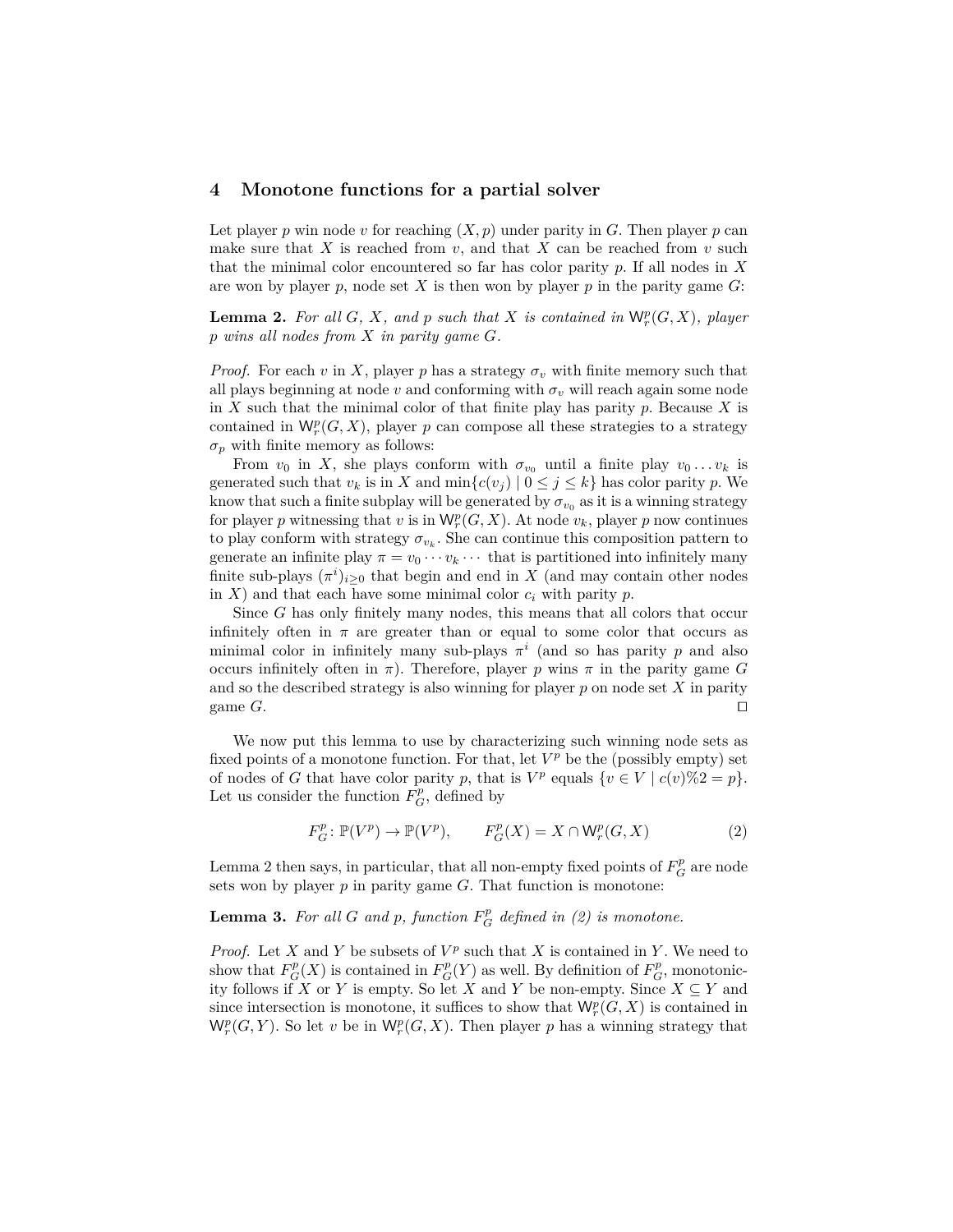## 4 Monotone functions for a partial solver

Let player $p$ win node $v$ for reaching $(X, p)$ under parity in $G$. Then player $p$ can make sure that $X$ is reached from $v$, and that $X$ can be reached from $v$ such that the minimal color encountered so far has color parity $p$. If all nodes in $X$ are won by player $p$, node set $X$ is then won by player $p$ in the parity game $G$:

**Lemma 2.** *For all $G$, $X$, and $p$ such that $X$ is contained in $\mathsf{W}_r^p(G, X)$, player $p$ wins all nodes from $X$ in parity game $G$.*

*Proof.* For each $v$ in $X$, player $p$ has a strategy $\sigma_v$ with finite memory such that all plays beginning at node $v$ and conforming with $\sigma_v$ will reach again some node in $X$ such that the minimal color of that finite play has parity $p$. Because $X$ is contained in $\mathsf{W}_r^p(G, X)$, player $p$ can compose all these strategies to a strategy $\sigma_p$ with finite memory as follows:

From $v_0$ in $X$, she plays conform with $\sigma_{v_0}$ until a finite play $v_0 \dots v_k$ is generated such that $v_k$ is in $X$ and $\min\{c(v_j) \mid 0 \leq j \leq k\}$ has color parity $p$. We know that such a finite subplay will be generated by $\sigma_{v_0}$ as it is a winning strategy for player $p$ witnessing that $v$ is in $\mathsf{W}_r^p(G, X)$. At node $v_k$, player $p$ now continues to play conform with strategy $\sigma_{v_k}$. She can continue this composition pattern to generate an infinite play $\pi = v_0 \cdots v_k \cdots$ that is partitioned into infinitely many finite sub-plays $(\pi^i)_{i \geq 0}$ that begin and end in $X$ (and may contain other nodes in $X$) and that each have some minimal color $c_i$ with parity $p$.

Since $G$ has only finitely many nodes, this means that all colors that occur infinitely often in $\pi$ are greater than or equal to some color that occurs as minimal color in infinitely many sub-plays $\pi^i$ (and so has parity $p$ and also occurs infinitely often in $\pi$). Therefore, player $p$ wins $\pi$ in the parity game $G$ and so the described strategy is also winning for player $p$ on node set $X$ in parity game $G$. ◻

We now put this lemma to use by characterizing such winning node sets as fixed points of a monotone function. For that, let $V^p$ be the (possibly empty) set of nodes of $G$ that have color parity $p$, that is $V^p$ equals $\{v \in V \mid c(v)\%2 = p\}$. Let us consider the function $F_G^p$, defined by

$$F_G^p \colon \mathbb{P}(V^p) \to \mathbb{P}(V^p), \qquad F_G^p(X) = X \cap \mathsf{W}_r^p(G, X) \tag{2}$$

Lemma 2 then says, in particular, that all non-empty fixed points of $F_G^p$ are node sets won by player $p$ in parity game $G$. That function is monotone:

**Lemma 3.** *For all $G$ and $p$, function $F_G^p$ defined in (2) is monotone.*

*Proof.* Let $X$ and $Y$ be subsets of $V^p$ such that $X$ is contained in $Y$. We need to show that $F_G^p(X)$ is contained in $F_G^p(Y)$ as well. By definition of $F_G^p$, monotonicity follows if $X$ or $Y$ is empty. So let $X$ and $Y$ be non-empty. Since $X \subseteq Y$ and since intersection is monotone, it suffices to show that $\mathsf{W}_r^p(G, X)$ is contained in $\mathsf{W}_r^p(G, Y)$. So let $v$ be in $\mathsf{W}_r^p(G, X)$. Then player $p$ has a winning strategy that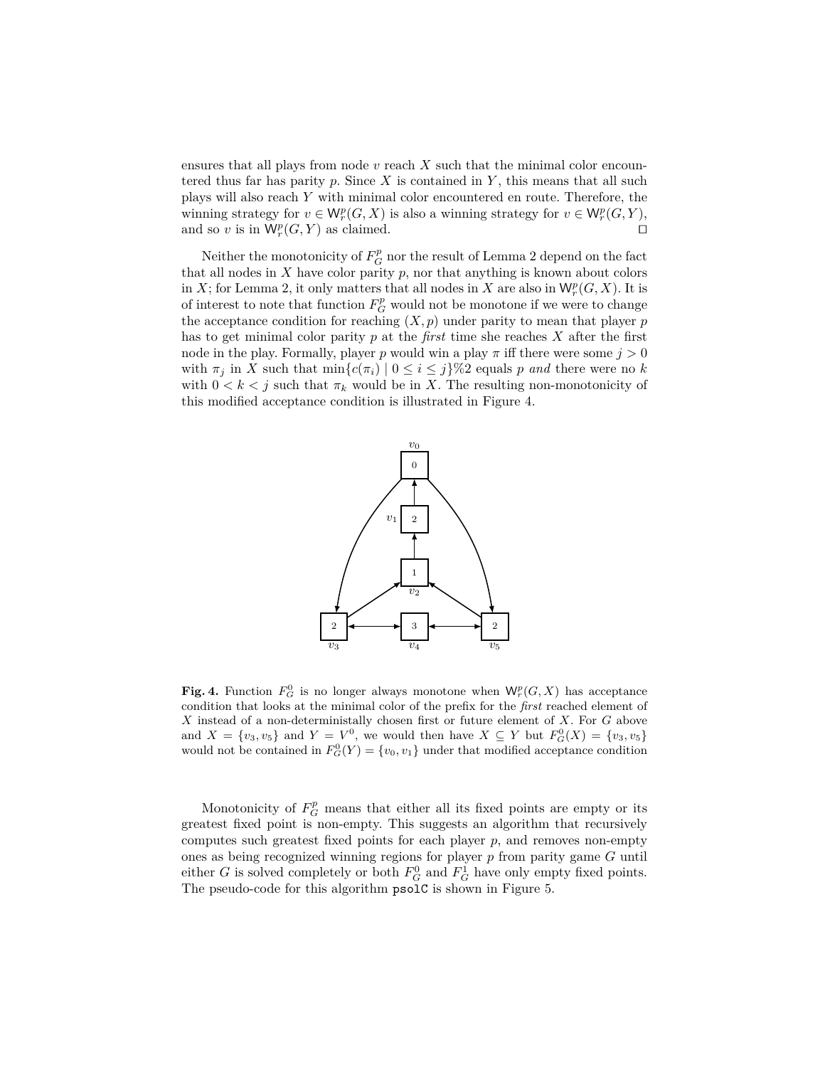ensures that all plays from node $v$ reach $X$ such that the minimal color encountered thus far has parity $p$. Since $X$ is contained in $Y$, this means that all such plays will also reach $Y$ with minimal color encountered en route. Therefore, the winning strategy for $v \in \mathsf{W}_r^p(G, X)$ is also a winning strategy for $v \in \mathsf{W}_r^p(G, Y)$, and so $v$ is in $\mathsf{W}_r^p(G, Y)$ as claimed. $\square$

Neither the monotonicity of $F_G^p$ nor the result of Lemma 2 depend on the fact that all nodes in $X$ have color parity $p$, nor that anything is known about colors in $X$; for Lemma 2, it only matters that all nodes in $X$ are also in $\mathsf{W}_r^p(G, X)$. It is of interest to note that function $F_G^p$ would not be monotone if we were to change the acceptance condition for reaching $(X, p)$ under parity to mean that player $p$ has to get minimal color parity $p$ at the *first* time she reaches $X$ after the first node in the play. Formally, player $p$ would win a play $\pi$ iff there were some $j > 0$ with $\pi_j$ in $X$ such that $\min\{c(\pi_i) \mid 0 \leq i \leq j\}\%2$ equals $p$ *and* there were no $k$ with $0 < k < j$ such that $\pi_k$ would be in $X$. The resulting non-monotonicity of this modified acceptance condition is illustrated in Figure 4.

**Fig. 4.** Function $F_G^0$ is no longer always monotone when $\mathsf{W}_r^p(G, X)$ has acceptance condition that looks at the minimal color of the prefix for the *first* reached element of $X$ instead of a non-deterministically chosen first or future element of $X$. For $G$ above and $X = \{v_3, v_5\}$ and $Y = V^0$, we would then have $X \subseteq Y$ but $F_G^0(X) = \{v_3, v_5\}$ would not be contained in $F_G^0(Y) = \{v_0, v_1\}$ under that modified acceptance condition

Monotonicity of $F_G^p$ means that either all its fixed points are empty or its greatest fixed point is non-empty. This suggests an algorithm that recursively computes such greatest fixed points for each player $p$, and removes non-empty ones as being recognized winning regions for player $p$ from parity game $G$ until either $G$ is solved completely or both $F_G^0$ and $F_G^1$ have only empty fixed points. The pseudo-code for this algorithm `psolC` is shown in Figure 5.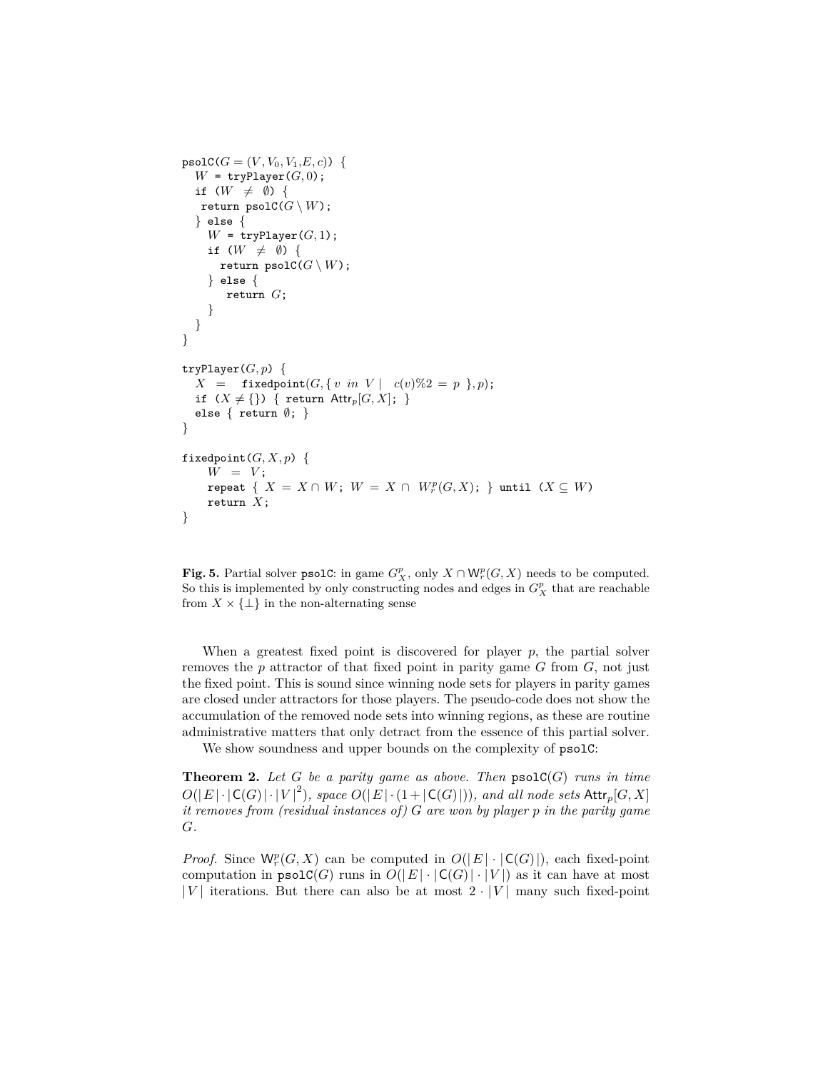```
psolC(G = (V, V_0, V_1, E, c)) {
  W = tryPlayer(G, 0);
  if (W ≠ ∅) {
   return psolC(G \ W);
  } else {
    W = tryPlayer(G, 1);
    if (W ≠ ∅) {
      return psolC(G \ W);
    } else {
       return G;
    }
  }
}

tryPlayer(G, p) {
  X =  fixedpoint(G, { v in V |  c(v)%2 = p }, p);
  if (X ≠ {}) { return Attr_p[G, X]; }
  else { return ∅; }
}

fixedpoint(G, X, p) {
    W = V;
    repeat { X = X ∩ W; W = X ∩ W_r^p(G, X); } until (X ⊆ W)
    return X;
}
```

**Fig. 5.** Partial solver psolC: in game $G^p_X$, only $X \cap \mathsf{W}^p_r(G, X)$ needs to be computed. So this is implemented by only constructing nodes and edges in $G^p_X$ that are reachable from $X \times \{\bot\}$ in the non-alternating sense

When a greatest fixed point is discovered for player $p$, the partial solver removes the $p$ attractor of that fixed point in parity game $G$ from $G$, not just the fixed point. This is sound since winning node sets for players in parity games are closed under attractors for those players. The pseudo-code does not show the accumulation of the removed node sets into winning regions, as these are routine administrative matters that only detract from the essence of this partial solver.

We show soundness and upper bounds on the complexity of psolC:

**Theorem 2.** *Let $G$ be a parity game as above. Then* psolC($G$) *runs in time $O(|E| \cdot |\mathsf{C}(G)| \cdot |V|^2)$, space $O(|E| \cdot (1 + |\mathsf{C}(G)|))$, and all node sets $\mathsf{Attr}_p[G, X]$ it removes from (residual instances of) $G$ are won by player $p$ in the parity game $G$.*

*Proof.* Since $\mathsf{W}^p_r(G, X)$ can be computed in $O(|E| \cdot |\mathsf{C}(G)|)$, each fixed-point computation in psolC($G$) runs in $O(|E| \cdot |\mathsf{C}(G)| \cdot |V|)$ as it can have at most $|V|$ iterations. But there can also be at most $2 \cdot |V|$ many such fixed-point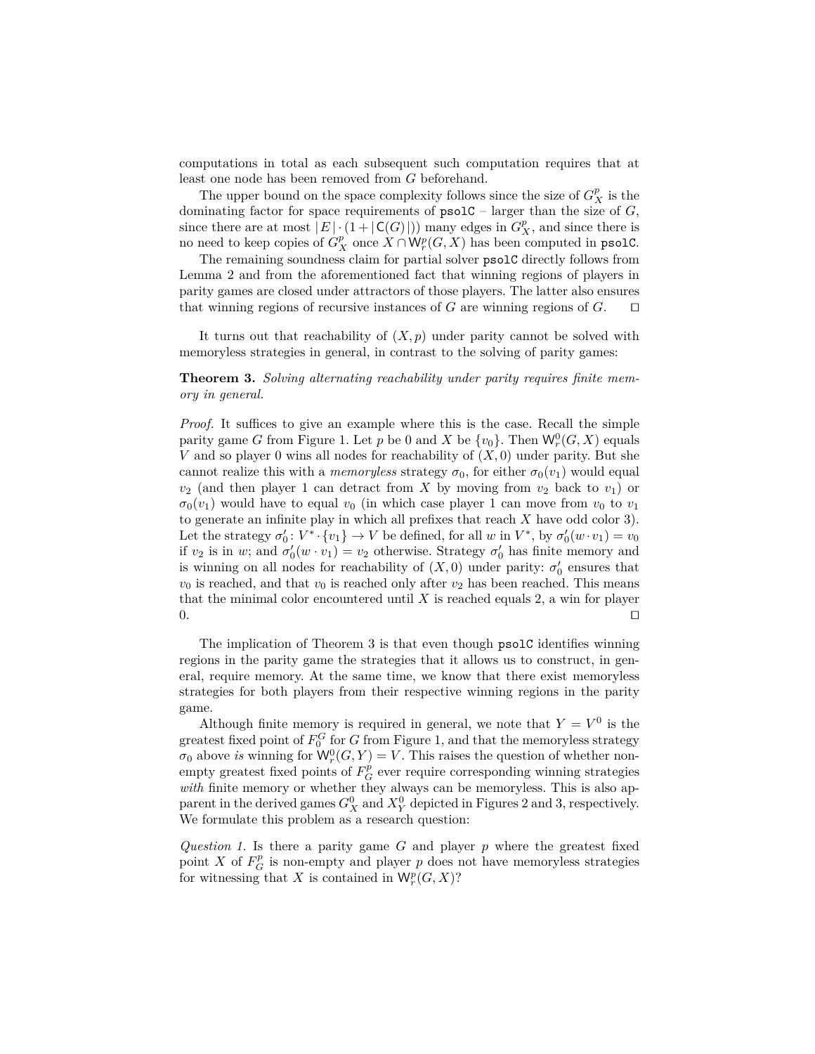computations in total as each subsequent such computation requires that at least one node has been removed from $G$ beforehand.

The upper bound on the space complexity follows since the size of $G^p_X$ is the dominating factor for space requirements of `psolC` – larger than the size of $G$, since there are at most $|E| \cdot (1 + |\mathsf{C}(G)|)$ many edges in $G^p_X$, and since there is no need to keep copies of $G^p_X$ once $X \cap \mathsf{W}^p_r(G, X)$ has been computed in `psolC`.

The remaining soundness claim for partial solver `psolC` directly follows from Lemma 2 and from the aforementioned fact that winning regions of players in parity games are closed under attractors of those players. The latter also ensures that winning regions of recursive instances of $G$ are winning regions of $G$. ◻

It turns out that reachability of $(X, p)$ under parity cannot be solved with memoryless strategies in general, in contrast to the solving of parity games:

**Theorem 3.** *Solving alternating reachability under parity requires finite memory in general.*

*Proof.* It suffices to give an example where this is the case. Recall the simple parity game $G$ from Figure 1. Let $p$ be 0 and $X$ be $\{v_0\}$. Then $\mathsf{W}^0_r(G, X)$ equals $V$ and so player 0 wins all nodes for reachability of $(X, 0)$ under parity. But she cannot realize this with a *memoryless* strategy $\sigma_0$, for either $\sigma_0(v_1)$ would equal $v_2$ (and then player 1 can detract from $X$ by moving from $v_2$ back to $v_1$) or $\sigma_0(v_1)$ would have to equal $v_0$ (in which case player 1 can move from $v_0$ to $v_1$ to generate an infinite play in which all prefixes that reach $X$ have odd color 3). Let the strategy $\sigma'_0 \colon V^* \cdot \{v_1\} \to V$ be defined, for all $w$ in $V^*$, by $\sigma'_0(w \cdot v_1) = v_0$ if $v_2$ is in $w$; and $\sigma'_0(w \cdot v_1) = v_2$ otherwise. Strategy $\sigma'_0$ has finite memory and is winning on all nodes for reachability of $(X, 0)$ under parity: $\sigma'_0$ ensures that $v_0$ is reached, and that $v_0$ is reached only after $v_2$ has been reached. This means that the minimal color encountered until $X$ is reached equals 2, a win for player 0. ◻

The implication of Theorem 3 is that even though `psolC` identifies winning regions in the parity game the strategies that it allows us to construct, in general, require memory. At the same time, we know that there exist memoryless strategies for both players from their respective winning regions in the parity game.

Although finite memory is required in general, we note that $Y = V^0$ is the greatest fixed point of $F^G_0$ for $G$ from Figure 1, and that the memoryless strategy $\sigma_0$ above *is* winning for $\mathsf{W}^0_r(G, Y) = V$. This raises the question of whether non-empty greatest fixed points of $F^p_G$ ever require corresponding winning strategies *with* finite memory or whether they always can be memoryless. This is also apparent in the derived games $G^0_X$ and $X^0_Y$ depicted in Figures 2 and 3, respectively. We formulate this problem as a research question:

*Question 1.* Is there a parity game $G$ and player $p$ where the greatest fixed point $X$ of $F^p_G$ is non-empty and player $p$ does not have memoryless strategies for witnessing that $X$ is contained in $\mathsf{W}^p_r(G, X)$?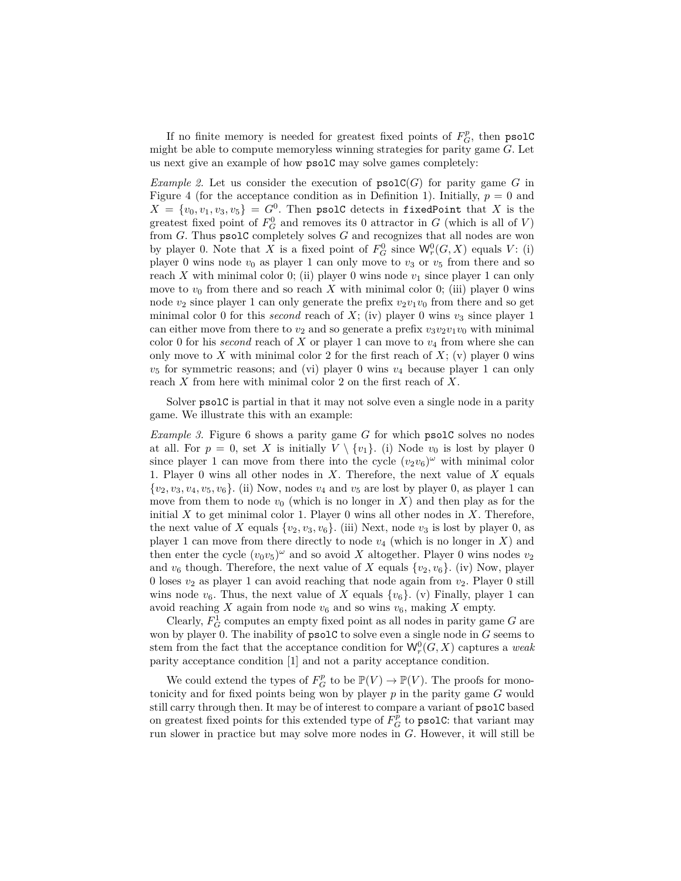If no finite memory is needed for greatest fixed points of $F_G^p$, then `psolC` might be able to compute memoryless winning strategies for parity game $G$. Let us next give an example of how `psolC` may solve games completely:

*Example 2.* Let us consider the execution of `psolC`$(G)$ for parity game $G$ in Figure 4 (for the acceptance condition as in Definition 1). Initially, $p = 0$ and $X = \{v_0, v_1, v_3, v_5\} = G^0$. Then `psolC` detects in `fixedPoint` that $X$ is the greatest fixed point of $F_G^0$ and removes its 0 attractor in $G$ (which is all of $V$) from $G$. Thus `psolC` completely solves $G$ and recognizes that all nodes are won by player 0. Note that $X$ is a fixed point of $F_G^0$ since $\mathsf{W}_r^0(G, X)$ equals $V$: (i) player 0 wins node $v_0$ as player 1 can only move to $v_3$ or $v_5$ from there and so reach $X$ with minimal color 0; (ii) player 0 wins node $v_1$ since player 1 can only move to $v_0$ from there and so reach $X$ with minimal color 0; (iii) player 0 wins node $v_2$ since player 1 can only generate the prefix $v_2 v_1 v_0$ from there and so get minimal color 0 for this *second* reach of $X$; (iv) player 0 wins $v_3$ since player 1 can either move from there to $v_2$ and so generate a prefix $v_3 v_2 v_1 v_0$ with minimal color 0 for his *second* reach of $X$ or player 1 can move to $v_4$ from where she can only move to $X$ with minimal color 2 for the first reach of $X$; (v) player 0 wins $v_5$ for symmetric reasons; and (vi) player 0 wins $v_4$ because player 1 can only reach $X$ from here with minimal color 2 on the first reach of $X$.

Solver `psolC` is partial in that it may not solve even a single node in a parity game. We illustrate this with an example:

*Example 3.* Figure 6 shows a parity game $G$ for which `psolC` solves no nodes at all. For $p = 0$, set $X$ is initially $V \setminus \{v_1\}$. (i) Node $v_0$ is lost by player 0 since player 1 can move from there into the cycle $(v_2 v_6)^\omega$ with minimal color 1. Player 0 wins all other nodes in $X$. Therefore, the next value of $X$ equals $\{v_2, v_3, v_4, v_5, v_6\}$. (ii) Now, nodes $v_4$ and $v_5$ are lost by player 0, as player 1 can move from them to node $v_0$ (which is no longer in $X$) and then play as for the initial $X$ to get minimal color 1. Player 0 wins all other nodes in $X$. Therefore, the next value of $X$ equals $\{v_2, v_3, v_6\}$. (iii) Next, node $v_3$ is lost by player 0, as player 1 can move from there directly to node $v_4$ (which is no longer in $X$) and then enter the cycle $(v_0 v_5)^\omega$ and so avoid $X$ altogether. Player 0 wins nodes $v_2$ and $v_6$ though. Therefore, the next value of $X$ equals $\{v_2, v_6\}$. (iv) Now, player 0 loses $v_2$ as player 1 can avoid reaching that node again from $v_2$. Player 0 still wins node $v_6$. Thus, the next value of $X$ equals $\{v_6\}$. (v) Finally, player 1 can avoid reaching $X$ again from node $v_6$ and so wins $v_6$, making $X$ empty.

Clearly, $F_G^1$ computes an empty fixed point as all nodes in parity game $G$ are won by player 0. The inability of `psolC` to solve even a single node in $G$ seems to stem from the fact that the acceptance condition for $\mathsf{W}_r^0(G, X)$ captures a *weak* parity acceptance condition [1] and not a parity acceptance condition.

We could extend the types of $F_G^p$ to be $\mathbb{P}(V) \to \mathbb{P}(V)$. The proofs for monotonicity and for fixed points being won by player $p$ in the parity game $G$ would still carry through then. It may be of interest to compare a variant of `psolC` based on greatest fixed points for this extended type of $F_G^p$ to `psolC`: that variant may run slower in practice but may solve more nodes in $G$. However, it will still be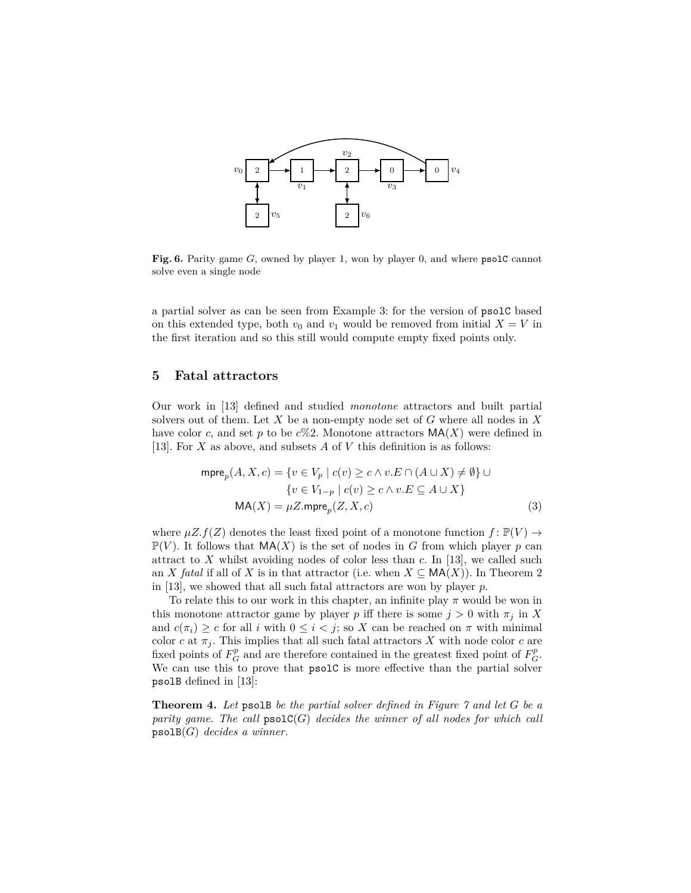**Fig. 6.** Parity game $G$, owned by player 1, won by player 0, and where psolC cannot solve even a single node

a partial solver as can be seen from Example 3: for the version of psolC based on this extended type, both $v_0$ and $v_1$ would be removed from initial $X = V$ in the first iteration and so this still would compute empty fixed points only.

## 5 Fatal attractors

Our work in [13] defined and studied *monotone* attractors and built partial solvers out of them. Let $X$ be a non-empty node set of $G$ where all nodes in $X$ have color $c$, and set $p$ to be $c\%2$. Monotone attractors $\mathsf{MA}(X)$ were defined in [13]. For $X$ as above, and subsets $A$ of $V$ this definition is as follows:

$$
\begin{aligned}
\mathsf{mpre}_p(A, X, c) &= \{v \in V_p \mid c(v) \geq c \wedge v.E \cap (A \cup X) \neq \emptyset\} \cup \\
&\quad\ \{v \in V_{1-p} \mid c(v) \geq c \wedge v.E \subseteq A \cup X\} \\
\mathsf{MA}(X) &= \mu Z.\mathsf{mpre}_p(Z, X, c)
\end{aligned}
\tag{3}
$$

where $\mu Z.f(Z)$ denotes the least fixed point of a monotone function $f\colon \mathbb{P}(V) \to \mathbb{P}(V)$. It follows that $\mathsf{MA}(X)$ is the set of nodes in $G$ from which player $p$ can attract to $X$ whilst avoiding nodes of color less than $c$. In [13], we called such an $X$ *fatal* if all of $X$ is in that attractor (i.e. when $X \subseteq \mathsf{MA}(X)$). In Theorem 2 in [13], we showed that all such fatal attractors are won by player $p$.

To relate this to our work in this chapter, an infinite play $\pi$ would be won in this monotone attractor game by player $p$ iff there is some $j > 0$ with $\pi_j$ in $X$ and $c(\pi_i) \geq c$ for all $i$ with $0 \leq i < j$; so $X$ can be reached on $\pi$ with minimal color $c$ at $\pi_j$. This implies that all such fatal attractors $X$ with node color $c$ are fixed points of $F^p_G$ and are therefore contained in the greatest fixed point of $F^p_G$. We can use this to prove that psolC is more effective than the partial solver psolB defined in [13]:

**Theorem 4.** *Let* psolB *be the partial solver defined in Figure 7 and let $G$ be a parity game. The call* psolC($G$) *decides the winner of all nodes for which call* psolB($G$) *decides a winner.*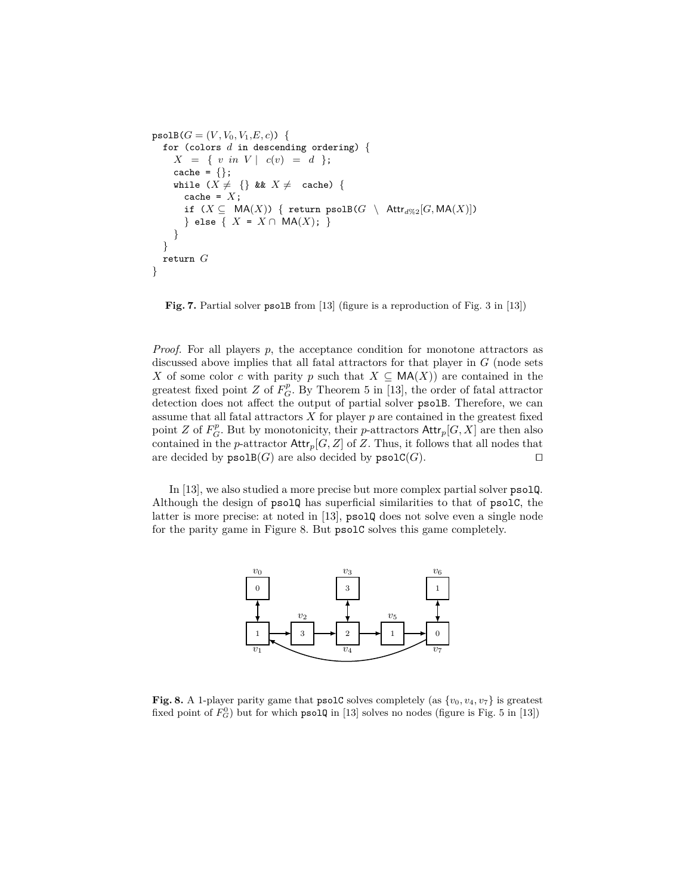```
psolB(G = (V, V_0, V_1, E, c)) {
  for (colors d in descending ordering) {
    X = { v in V | c(v) = d };
    cache = {};
    while (X ≠ {} && X ≠ cache) {
      cache = X;
      if (X ⊆ MA(X)) { return psolB(G \ Attr_{d%2}[G, MA(X)])
      } else { X = X ∩ MA(X); }
    }
  }
  return G
}
```

**Fig. 7.** Partial solver `psolB` from [13] (figure is a reproduction of Fig. 3 in [13])

*Proof.* For all players $p$, the acceptance condition for monotone attractors as discussed above implies that all fatal attractors for that player in $G$ (node sets $X$ of some color $c$ with parity $p$ such that $X \subseteq \mathsf{MA}(X)$) are contained in the greatest fixed point $Z$ of $F^p_G$. By Theorem 5 in [13], the order of fatal attractor detection does not affect the output of partial solver `psolB`. Therefore, we can assume that all fatal attractors $X$ for player $p$ are contained in the greatest fixed point $Z$ of $F^p_G$. But by monotonicity, their $p$-attractors $\mathsf{Attr}_p[G, X]$ are then also contained in the $p$-attractor $\mathsf{Attr}_p[G, Z]$ of $Z$. Thus, it follows that all nodes that are decided by `psolB`$(G)$ are also decided by `psolC`$(G)$. ⊓⊔

In [13], we also studied a more precise but more complex partial solver `psolQ`. Although the design of `psolQ` has superficial similarities to that of `psolC`, the latter is more precise: at noted in [13], `psolQ` does not solve even a single node for the parity game in Figure 8. But `psolC` solves this game completely.

**Fig. 8.** A 1-player parity game that `psolC` solves completely (as $\{v_0, v_4, v_7\}$ is greatest fixed point of $F^0_G$) but for which `psolQ` in [13] solves no nodes (figure is Fig. 5 in [13])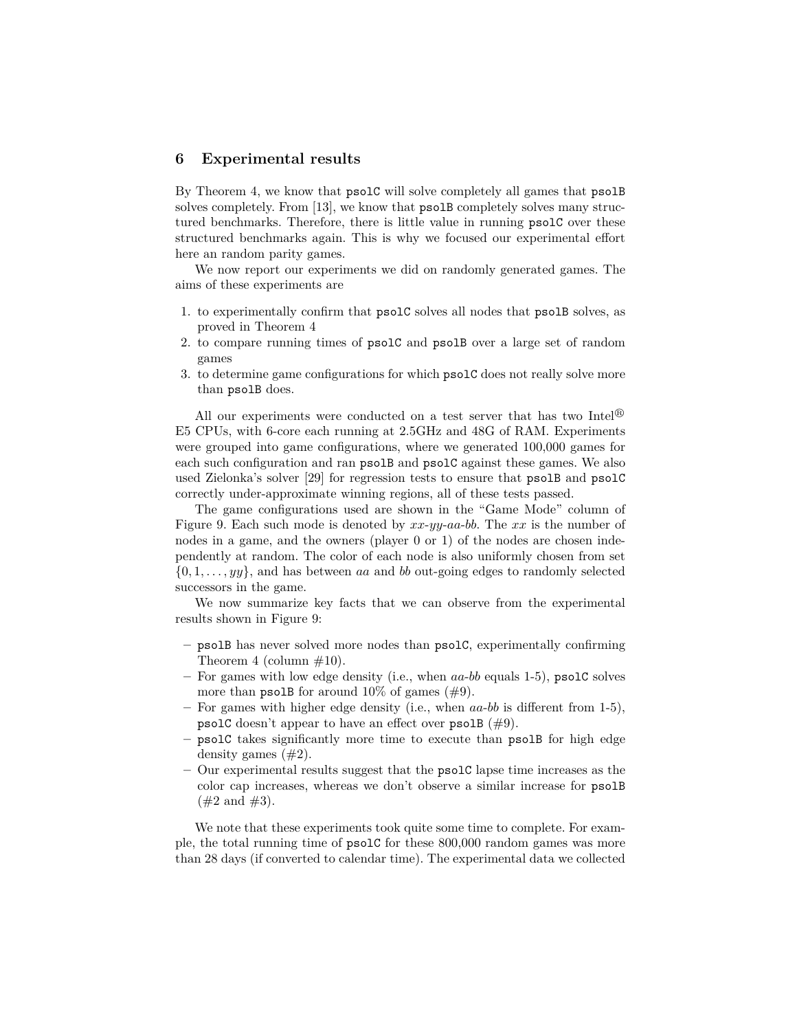## 6 Experimental results

By Theorem 4, we know that psolC will solve completely all games that psolB solves completely. From [13], we know that psolB completely solves many structured benchmarks. Therefore, there is little value in running psolC over these structured benchmarks again. This is why we focused our experimental effort here an random parity games.

We now report our experiments we did on randomly generated games. The aims of these experiments are

1. to experimentally confirm that psolC solves all nodes that psolB solves, as proved in Theorem 4
2. to compare running times of psolC and psolB over a large set of random games
3. to determine game configurations for which psolC does not really solve more than psolB does.

All our experiments were conducted on a test server that has two Intel® E5 CPUs, with 6-core each running at 2.5GHz and 48G of RAM. Experiments were grouped into game configurations, where we generated 100,000 games for each such configuration and ran psolB and psolC against these games. We also used Zielonka's solver [29] for regression tests to ensure that psolB and psolC correctly under-approximate winning regions, all of these tests passed.

The game configurations used are shown in the "Game Mode" column of Figure 9. Each such mode is denoted by *xx*-*yy*-*aa*-*bb*. The *xx* is the number of nodes in a game, and the owners (player 0 or 1) of the nodes are chosen independently at random. The color of each node is also uniformly chosen from set $\{0, 1, \ldots, yy\}$, and has between *aa* and *bb* out-going edges to randomly selected successors in the game.

We now summarize key facts that we can observe from the experimental results shown in Figure 9:

- psolB has never solved more nodes than psolC, experimentally confirming Theorem 4 (column #10).
- For games with low edge density (i.e., when *aa*-*bb* equals 1-5), psolC solves more than psolB for around 10% of games (#9).
- For games with higher edge density (i.e., when *aa*-*bb* is different from 1-5), psolC doesn't appear to have an effect over psolB (#9).
- psolC takes significantly more time to execute than psolB for high edge density games (#2).
- Our experimental results suggest that the psolC lapse time increases as the color cap increases, whereas we don't observe a similar increase for psolB (#2 and #3).

We note that these experiments took quite some time to complete. For example, the total running time of psolC for these 800,000 random games was more than 28 days (if converted to calendar time). The experimental data we collected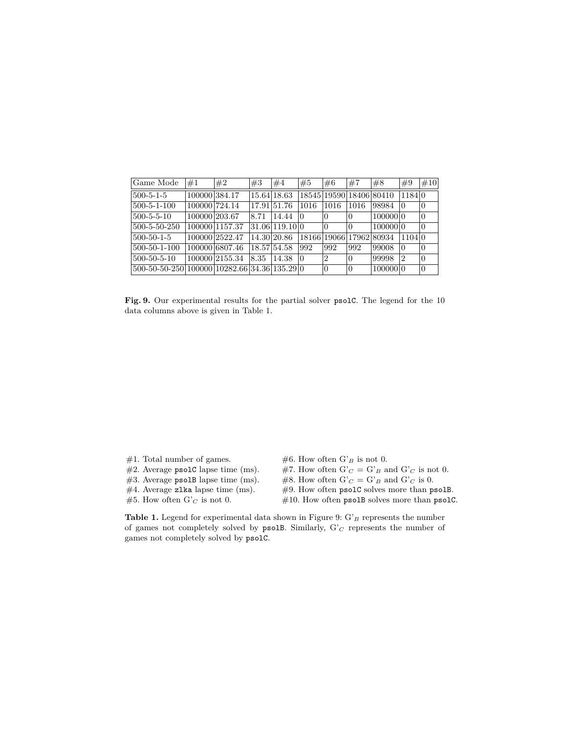| Game Mode | #1 | #2 | #3 | #4 | #5 | #6 | #7 | #8 | #9 | #10 |
|---|---|---|---|---|---|---|---|---|---|---|
| 500-5-1-5 | 100000 | 384.17 | 15.64 | 18.63 | 18545 | 19590 | 18406 | 80410 | 1184 | 0 |
| 500-5-1-100 | 100000 | 724.14 | 17.91 | 51.76 | 1016 | 1016 | 1016 | 98984 | 0 | 0 |
| 500-5-5-10 | 100000 | 203.67 | 8.71 | 14.44 | 0 | 0 | 0 | 100000 | 0 | 0 |
| 500-5-50-250 | 100000 | 1157.37 | 31.06 | 119.10 | 0 | 0 | 0 | 100000 | 0 | 0 |
| 500-50-1-5 | 100000 | 2522.47 | 14.30 | 20.86 | 18166 | 19066 | 17962 | 80934 | 1104 | 0 |
| 500-50-1-100 | 100000 | 6807.46 | 18.57 | 54.58 | 992 | 992 | 992 | 99008 | 0 | 0 |
| 500-50-5-10 | 100000 | 2155.34 | 8.35 | 14.38 | 0 | 2 | 0 | 99998 | 2 | 0 |
| 500-50-50-250 | 100000 | 10282.66 | 34.36 | 135.29 | 0 | 0 | 0 | 100000 | 0 | 0 |

**Fig. 9.** Our experimental results for the partial solver psolC. The legend for the 10 data columns above is given in Table 1.

#1. Total number of games.
#2. Average psolC lapse time (ms).
#3. Average psolB lapse time (ms).
#4. Average zlka lapse time (ms).
#5. How often $G'_C$ is not 0.
#6. How often $G'_B$ is not 0.
#7. How often $G'_C = G'_B$ and $G'_C$ is not 0.
#8. How often $G'_C = G'_B$ and $G'_C$ is 0.
#9. How often psolC solves more than psolB.
#10. How often psolB solves more than psolC.

**Table 1.** Legend for experimental data shown in Figure 9: $G'_B$ represents the number of games not completely solved by psolB. Similarly, $G'_C$ represents the number of games not completely solved by psolC.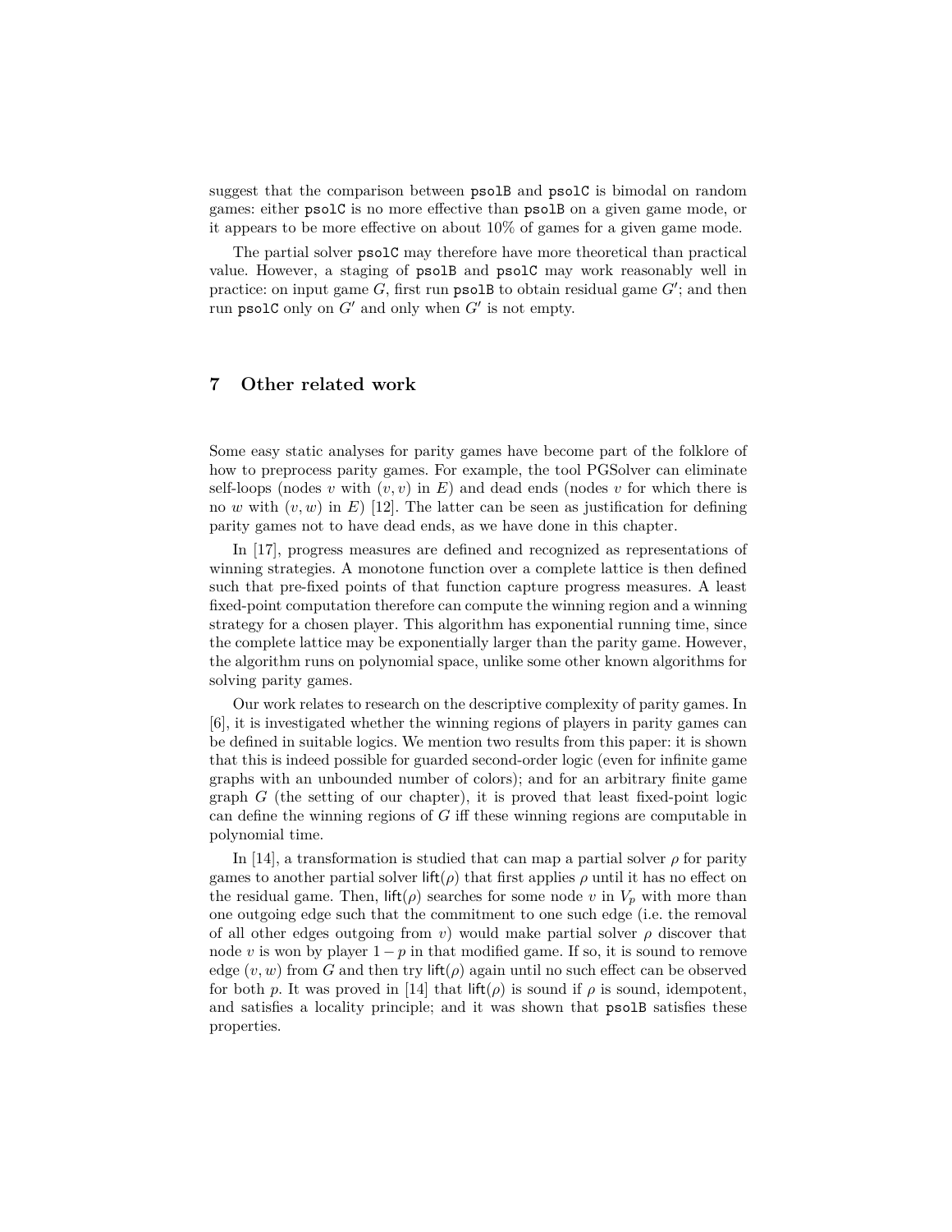suggest that the comparison between psolB and psolC is bimodal on random games: either psolC is no more effective than psolB on a given game mode, or it appears to be more effective on about 10% of games for a given game mode.

The partial solver psolC may therefore have more theoretical than practical value. However, a staging of psolB and psolC may work reasonably well in practice: on input game $G$, first run psolB to obtain residual game $G'$; and then run psolC only on $G'$ and only when $G'$ is not empty.

## 7 Other related work

Some easy static analyses for parity games have become part of the folklore of how to preprocess parity games. For example, the tool PGSolver can eliminate self-loops (nodes $v$ with $(v, v)$ in $E$) and dead ends (nodes $v$ for which there is no $w$ with $(v, w)$ in $E$) [12]. The latter can be seen as justification for defining parity games not to have dead ends, as we have done in this chapter.

In [17], progress measures are defined and recognized as representations of winning strategies. A monotone function over a complete lattice is then defined such that pre-fixed points of that function capture progress measures. A least fixed-point computation therefore can compute the winning region and a winning strategy for a chosen player. This algorithm has exponential running time, since the complete lattice may be exponentially larger than the parity game. However, the algorithm runs on polynomial space, unlike some other known algorithms for solving parity games.

Our work relates to research on the descriptive complexity of parity games. In [6], it is investigated whether the winning regions of players in parity games can be defined in suitable logics. We mention two results from this paper: it is shown that this is indeed possible for guarded second-order logic (even for infinite game graphs with an unbounded number of colors); and for an arbitrary finite game graph $G$ (the setting of our chapter), it is proved that least fixed-point logic can define the winning regions of $G$ iff these winning regions are computable in polynomial time.

In [14], a transformation is studied that can map a partial solver $\rho$ for parity games to another partial solver $\mathsf{lift}(\rho)$ that first applies $\rho$ until it has no effect on the residual game. Then, $\mathsf{lift}(\rho)$ searches for some node $v$ in $V_p$ with more than one outgoing edge such that the commitment to one such edge (i.e. the removal of all other edges outgoing from $v$) would make partial solver $\rho$ discover that node $v$ is won by player $1 - p$ in that modified game. If so, it is sound to remove edge $(v, w)$ from $G$ and then try $\mathsf{lift}(\rho)$ again until no such effect can be observed for both $p$. It was proved in [14] that $\mathsf{lift}(\rho)$ is sound if $\rho$ is sound, idempotent, and satisfies a locality principle; and it was shown that psolB satisfies these properties.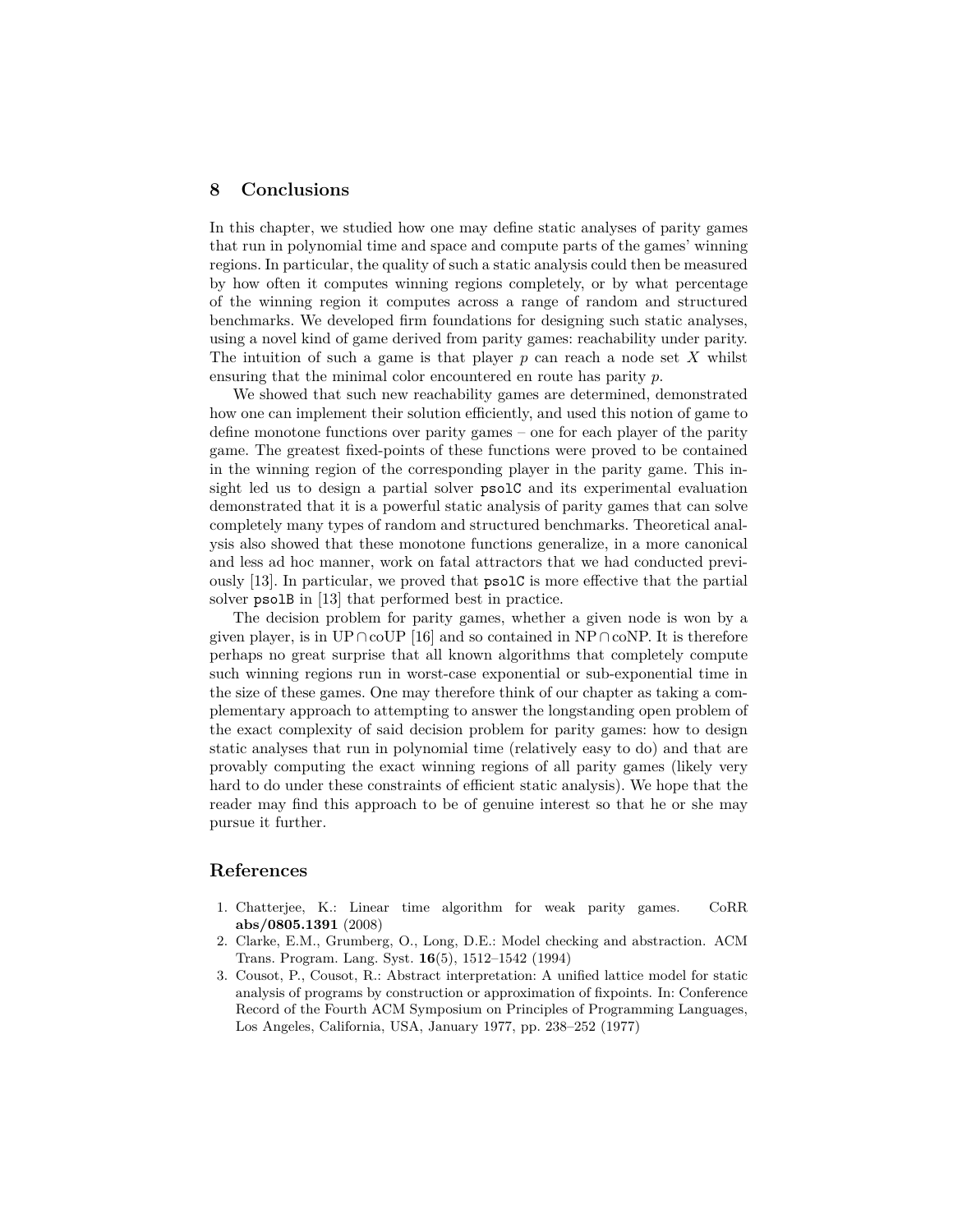## 8 Conclusions

In this chapter, we studied how one may define static analyses of parity games that run in polynomial time and space and compute parts of the games' winning regions. In particular, the quality of such a static analysis could then be measured by how often it computes winning regions completely, or by what percentage of the winning region it computes across a range of random and structured benchmarks. We developed firm foundations for designing such static analyses, using a novel kind of game derived from parity games: reachability under parity. The intuition of such a game is that player $p$ can reach a node set $X$ whilst ensuring that the minimal color encountered en route has parity $p$.

We showed that such new reachability games are determined, demonstrated how one can implement their solution efficiently, and used this notion of game to define monotone functions over parity games – one for each player of the parity game. The greatest fixed-points of these functions were proved to be contained in the winning region of the corresponding player in the parity game. This insight led us to design a partial solver `psolC` and its experimental evaluation demonstrated that it is a powerful static analysis of parity games that can solve completely many types of random and structured benchmarks. Theoretical analysis also showed that these monotone functions generalize, in a more canonical and less ad hoc manner, work on fatal attractors that we had conducted previously [13]. In particular, we proved that `psolC` is more effective that the partial solver `psolB` in [13] that performed best in practice.

The decision problem for parity games, whether a given node is won by a given player, is in $\mathrm{UP} \cap \mathrm{coUP}$ [16] and so contained in $\mathrm{NP} \cap \mathrm{coNP}$. It is therefore perhaps no great surprise that all known algorithms that completely compute such winning regions run in worst-case exponential or sub-exponential time in the size of these games. One may therefore think of our chapter as taking a complementary approach to attempting to answer the longstanding open problem of the exact complexity of said decision problem for parity games: how to design static analyses that run in polynomial time (relatively easy to do) and that are provably computing the exact winning regions of all parity games (likely very hard to do under these constraints of efficient static analysis). We hope that the reader may find this approach to be of genuine interest so that he or she may pursue it further.

## References

1. Chatterjee, K.: Linear time algorithm for weak parity games. CoRR **abs/0805.1391** (2008)
2. Clarke, E.M., Grumberg, O., Long, D.E.: Model checking and abstraction. ACM Trans. Program. Lang. Syst. **16**(5), 1512–1542 (1994)
3. Cousot, P., Cousot, R.: Abstract interpretation: A unified lattice model for static analysis of programs by construction or approximation of fixpoints. In: Conference Record of the Fourth ACM Symposium on Principles of Programming Languages, Los Angeles, California, USA, January 1977, pp. 238–252 (1977)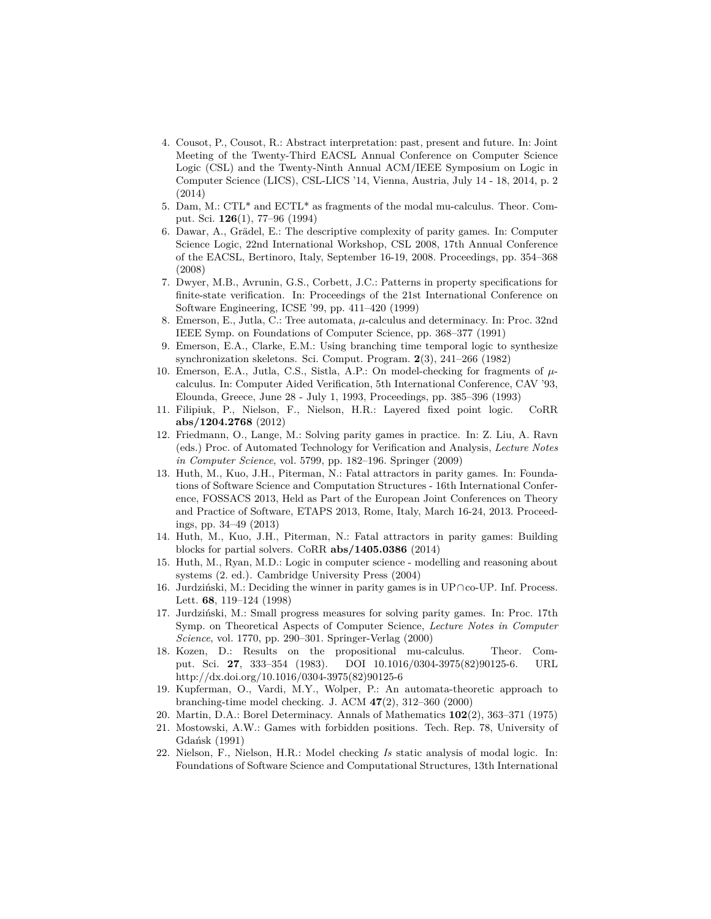4. Cousot, P., Cousot, R.: Abstract interpretation: past, present and future. In: Joint Meeting of the Twenty-Third EACSL Annual Conference on Computer Science Logic (CSL) and the Twenty-Ninth Annual ACM/IEEE Symposium on Logic in Computer Science (LICS), CSL-LICS '14, Vienna, Austria, July 14 - 18, 2014, p. 2 (2014)
5. Dam, M.: CTL* and ECTL* as fragments of the modal mu-calculus. Theor. Comput. Sci. **126**(1), 77–96 (1994)
6. Dawar, A., Grädel, E.: The descriptive complexity of parity games. In: Computer Science Logic, 22nd International Workshop, CSL 2008, 17th Annual Conference of the EACSL, Bertinoro, Italy, September 16-19, 2008. Proceedings, pp. 354–368 (2008)
7. Dwyer, M.B., Avrunin, G.S., Corbett, J.C.: Patterns in property specifications for finite-state verification. In: Proceedings of the 21st International Conference on Software Engineering, ICSE '99, pp. 411–420 (1999)
8. Emerson, E., Jutla, C.: Tree automata, $\mu$-calculus and determinacy. In: Proc. 32nd IEEE Symp. on Foundations of Computer Science, pp. 368–377 (1991)
9. Emerson, E.A., Clarke, E.M.: Using branching time temporal logic to synthesize synchronization skeletons. Sci. Comput. Program. **2**(3), 241–266 (1982)
10. Emerson, E.A., Jutla, C.S., Sistla, A.P.: On model-checking for fragments of $\mu$-calculus. In: Computer Aided Verification, 5th International Conference, CAV '93, Elounda, Greece, June 28 - July 1, 1993, Proceedings, pp. 385–396 (1993)
11. Filipiuk, P., Nielson, F., Nielson, H.R.: Layered fixed point logic. CoRR **abs/1204.2768** (2012)
12. Friedmann, O., Lange, M.: Solving parity games in practice. In: Z. Liu, A. Ravn (eds.) Proc. of Automated Technology for Verification and Analysis, *Lecture Notes in Computer Science*, vol. 5799, pp. 182–196. Springer (2009)
13. Huth, M., Kuo, J.H., Piterman, N.: Fatal attractors in parity games. In: Foundations of Software Science and Computation Structures - 16th International Conference, FOSSACS 2013, Held as Part of the European Joint Conferences on Theory and Practice of Software, ETAPS 2013, Rome, Italy, March 16-24, 2013. Proceedings, pp. 34–49 (2013)
14. Huth, M., Kuo, J.H., Piterman, N.: Fatal attractors in parity games: Building blocks for partial solvers. CoRR **abs/1405.0386** (2014)
15. Huth, M., Ryan, M.D.: Logic in computer science - modelling and reasoning about systems (2. ed.). Cambridge University Press (2004)
16. Jurdziński, M.: Deciding the winner in parity games is in UP$\cap$co-UP. Inf. Process. Lett. **68**, 119–124 (1998)
17. Jurdziński, M.: Small progress measures for solving parity games. In: Proc. 17th Symp. on Theoretical Aspects of Computer Science, *Lecture Notes in Computer Science*, vol. 1770, pp. 290–301. Springer-Verlag (2000)
18. Kozen, D.: Results on the propositional mu-calculus. Theor. Comput. Sci. **27**, 333–354 (1983). DOI 10.1016/0304-3975(82)90125-6. URL http://dx.doi.org/10.1016/0304-3975(82)90125-6
19. Kupferman, O., Vardi, M.Y., Wolper, P.: An automata-theoretic approach to branching-time model checking. J. ACM **47**(2), 312–360 (2000)
20. Martin, D.A.: Borel Determinacy. Annals of Mathematics **102**(2), 363–371 (1975)
21. Mostowski, A.W.: Games with forbidden positions. Tech. Rep. 78, University of Gdańsk (1991)
22. Nielson, F., Nielson, H.R.: Model checking *Is* static analysis of modal logic. In: Foundations of Software Science and Computational Structures, 13th International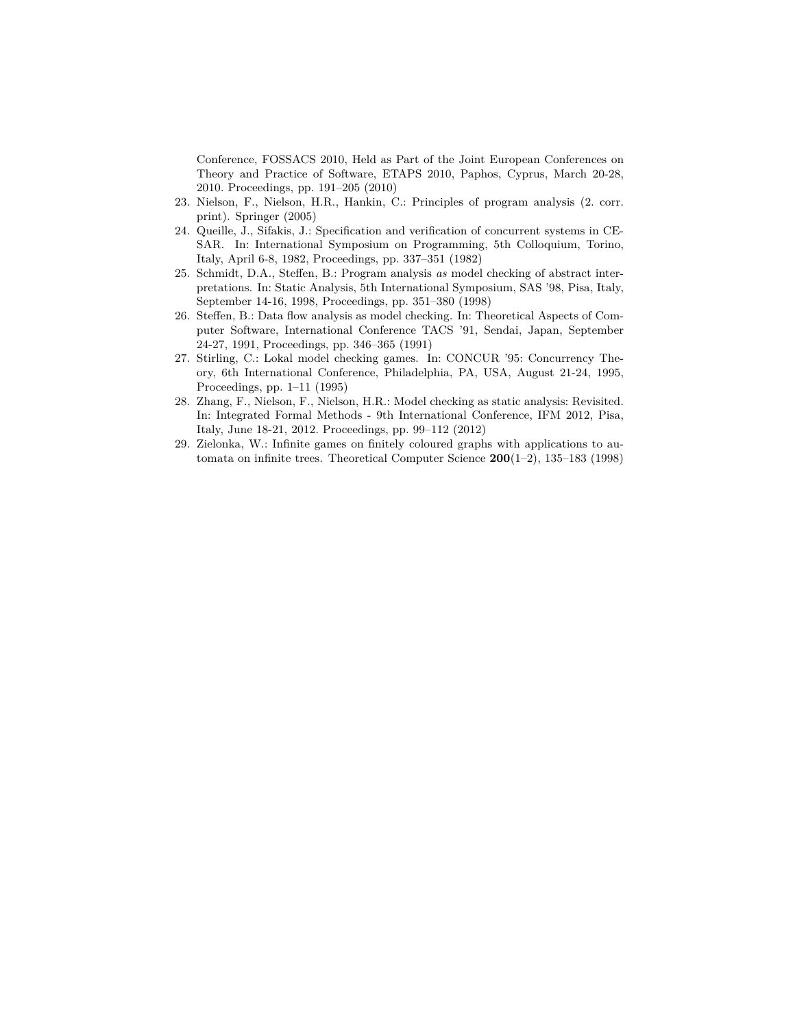Conference, FOSSACS 2010, Held as Part of the Joint European Conferences on Theory and Practice of Software, ETAPS 2010, Paphos, Cyprus, March 20-28, 2010. Proceedings, pp. 191–205 (2010)

23. Nielson, F., Nielson, H.R., Hankin, C.: Principles of program analysis (2. corr. print). Springer (2005)
24. Queille, J., Sifakis, J.: Specification and verification of concurrent systems in CESAR. In: International Symposium on Programming, 5th Colloquium, Torino, Italy, April 6-8, 1982, Proceedings, pp. 337–351 (1982)
25. Schmidt, D.A., Steffen, B.: Program analysis *as* model checking of abstract interpretations. In: Static Analysis, 5th International Symposium, SAS '98, Pisa, Italy, September 14-16, 1998, Proceedings, pp. 351–380 (1998)
26. Steffen, B.: Data flow analysis as model checking. In: Theoretical Aspects of Computer Software, International Conference TACS '91, Sendai, Japan, September 24-27, 1991, Proceedings, pp. 346–365 (1991)
27. Stirling, C.: Lokal model checking games. In: CONCUR '95: Concurrency Theory, 6th International Conference, Philadelphia, PA, USA, August 21-24, 1995, Proceedings, pp. 1–11 (1995)
28. Zhang, F., Nielson, F., Nielson, H.R.: Model checking as static analysis: Revisited. In: Integrated Formal Methods - 9th International Conference, IFM 2012, Pisa, Italy, June 18-21, 2012. Proceedings, pp. 99–112 (2012)
29. Zielonka, W.: Infinite games on finitely coloured graphs with applications to automata on infinite trees. Theoretical Computer Science **200**(1–2), 135–183 (1998)